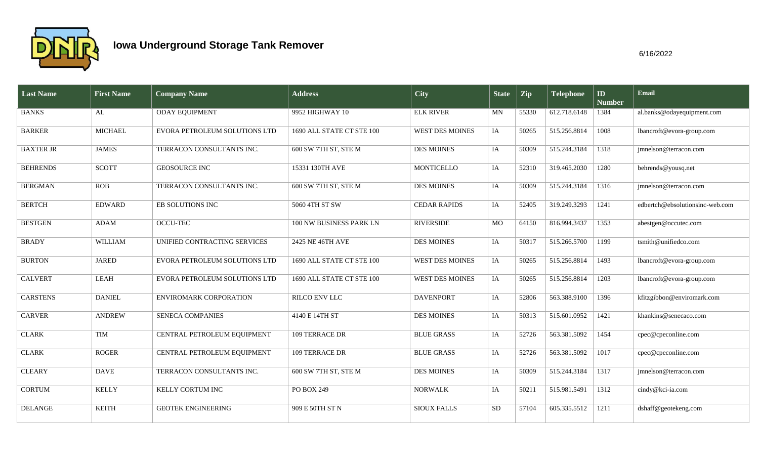# Iowa Underground Storage Tank Remover

6/16/2022

| Last Name | First Name | Company Name | Address | City | State | Zip | Telephone | ID Number | Email |
|---|---|---|---|---|---|---|---|---|---|
| BANKS | AL | ODAY EQUIPMENT | 9952 HIGHWAY 10 | ELK RIVER | MN | 55330 | 612.718.6148 | 1384 | al.banks@odayequipment.com |
| BARKER | MICHAEL | EVORA PETROLEUM SOLUTIONS LTD | 1690 ALL STATE CT STE 100 | WEST DES MOINES | IA | 50265 | 515.256.8814 | 1008 | lbancroft@evora-group.com |
| BAXTER JR | JAMES | TERRACON CONSULTANTS INC. | 600 SW 7TH ST, STE M | DES MOINES | IA | 50309 | 515.244.3184 | 1318 | jmnelson@terracon.com |
| BEHRENDS | SCOTT | GEOSOURCE INC | 15331 130TH AVE | MONTICELLO | IA | 52310 | 319.465.2030 | 1280 | behrends@yousq.net |
| BERGMAN | ROB | TERRACON CONSULTANTS INC. | 600 SW 7TH ST, STE M | DES MOINES | IA | 50309 | 515.244.3184 | 1316 | jmnelson@terracon.com |
| BERTCH | EDWARD | EB SOLUTIONS INC | 5060 4TH ST SW | CEDAR RAPIDS | IA | 52405 | 319.249.3293 | 1241 | edbertch@ebsolutionsinc-web.com |
| BESTGEN | ADAM | OCCU-TEC | 100 NW BUSINESS PARK LN | RIVERSIDE | MO | 64150 | 816.994.3437 | 1353 | abestgen@occutec.com |
| BRADY | WILLIAM | UNIFIED CONTRACTING SERVICES | 2425 NE 46TH AVE | DES MOINES | IA | 50317 | 515.266.5700 | 1199 | tsmith@unifiedco.com |
| BURTON | JARED | EVORA PETROLEUM SOLUTIONS LTD | 1690 ALL STATE CT STE 100 | WEST DES MOINES | IA | 50265 | 515.256.8814 | 1493 | lbancroft@evora-group.com |
| CALVERT | LEAH | EVORA PETROLEUM SOLUTIONS LTD | 1690 ALL STATE CT STE 100 | WEST DES MOINES | IA | 50265 | 515.256.8814 | 1203 | lbancroft@evora-group.com |
| CARSTENS | DANIEL | ENVIROMARK CORPORATION | RILCO ENV LLC | DAVENPORT | IA | 52806 | 563.388.9100 | 1396 | kfitzgibbon@enviromark.com |
| CARVER | ANDREW | SENECA COMPANIES | 4140 E 14TH ST | DES MOINES | IA | 50313 | 515.601.0952 | 1421 | khankins@senecaco.com |
| CLARK | TIM | CENTRAL PETROLEUM EQUIPMENT | 109 TERRACE DR | BLUE GRASS | IA | 52726 | 563.381.5092 | 1454 | cpec@cpeconline.com |
| CLARK | ROGER | CENTRAL PETROLEUM EQUIPMENT | 109 TERRACE DR | BLUE GRASS | IA | 52726 | 563.381.5092 | 1017 | cpec@cpeconline.com |
| CLEARY | DAVE | TERRACON CONSULTANTS INC. | 600 SW 7TH ST, STE M | DES MOINES | IA | 50309 | 515.244.3184 | 1317 | jmnelson@terracon.com |
| CORTUM | KELLY | KELLY CORTUM INC | PO BOX 249 | NORWALK | IA | 50211 | 515.981.5491 | 1312 | cindy@kci-ia.com |
| DELANGE | KEITH | GEOTEK ENGINEERING | 909 E 50TH ST N | SIOUX FALLS | SD | 57104 | 605.335.5512 | 1211 | dshaff@geotekeng.com |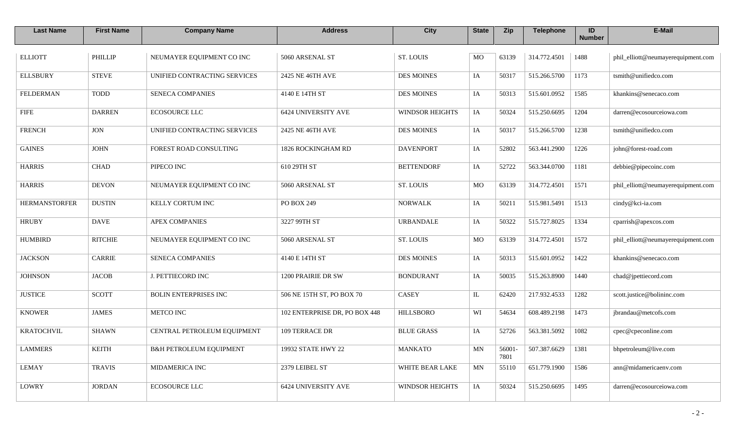| Last Name | First Name | Company Name | Address | City | State | Zip | Telephone | ID Number | E-Mail |
|---|---|---|---|---|---|---|---|---|---|
| ELLIOTT | PHILLIP | NEUMAYER EQUIPMENT CO INC | 5060 ARSENAL ST | ST. LOUIS | MO | 63139 | 314.772.4501 | 1488 | phil_elliott@neumayerequipment.com |
| ELLSBURY | STEVE | UNIFIED CONTRACTING SERVICES | 2425 NE 46TH AVE | DES MOINES | IA | 50317 | 515.266.5700 | 1173 | tsmith@unifiedco.com |
| FELDERMAN | TODD | SENECA COMPANIES | 4140 E 14TH ST | DES MOINES | IA | 50313 | 515.601.0952 | 1585 | khankins@senecaco.com |
| FIFE | DARREN | ECOSOURCE LLC | 6424 UNIVERSITY AVE | WINDSOR HEIGHTS | IA | 50324 | 515.250.6695 | 1204 | darren@ecosourceiowa.com |
| FRENCH | JON | UNIFIED CONTRACTING SERVICES | 2425 NE 46TH AVE | DES MOINES | IA | 50317 | 515.266.5700 | 1238 | tsmith@unifiedco.com |
| GAINES | JOHN | FOREST ROAD CONSULTING | 1826 ROCKINGHAM RD | DAVENPORT | IA | 52802 | 563.441.2900 | 1226 | john@forest-road.com |
| HARRIS | CHAD | PIPECO INC | 610 29TH ST | BETTENDORF | IA | 52722 | 563.344.0700 | 1181 | debbie@pipecoinc.com |
| HARRIS | DEVON | NEUMAYER EQUIPMENT CO INC | 5060 ARSENAL ST | ST. LOUIS | MO | 63139 | 314.772.4501 | 1571 | phil_elliott@neumayerequipment.com |
| HERMANSTORFER | DUSTIN | KELLY CORTUM INC | PO BOX 249 | NORWALK | IA | 50211 | 515.981.5491 | 1513 | cindy@kci-ia.com |
| HRUBY | DAVE | APEX COMPANIES | 3227 99TH ST | URBANDALE | IA | 50322 | 515.727.8025 | 1334 | cparrish@apexcos.com |
| HUMBIRD | RITCHIE | NEUMAYER EQUIPMENT CO INC | 5060 ARSENAL ST | ST. LOUIS | MO | 63139 | 314.772.4501 | 1572 | phil_elliott@neumayerequipment.com |
| JACKSON | CARRIE | SENECA COMPANIES | 4140 E 14TH ST | DES MOINES | IA | 50313 | 515.601.0952 | 1422 | khankins@senecaco.com |
| JOHNSON | JACOB | J. PETTIECORD INC | 1200 PRAIRIE DR SW | BONDURANT | IA | 50035 | 515.263.8900 | 1440 | chad@jpettiecord.com |
| JUSTICE | SCOTT | BOLIN ENTERPRISES INC | 506 NE 15TH ST, PO BOX 70 | CASEY | IL | 62420 | 217.932.4533 | 1282 | scott.justice@bolininc.com |
| KNOWER | JAMES | METCO INC | 102 ENTERPRISE DR, PO BOX 448 | HILLSBORO | WI | 54634 | 608.489.2198 | 1473 | jbrandau@metcofs.com |
| KRATOCHVIL | SHAWN | CENTRAL PETROLEUM EQUIPMENT | 109 TERRACE DR | BLUE GRASS | IA | 52726 | 563.381.5092 | 1082 | cpec@cpeconline.com |
| LAMMERS | KEITH | B&H PETROLEUM EQUIPMENT | 19932 STATE HWY 22 | MANKATO | MN | 56001-7801 | 507.387.6629 | 1381 | bhpetroleum@live.com |
| LEMAY | TRAVIS | MIDAMERICA INC | 2379 LEIBEL ST | WHITE BEAR LAKE | MN | 55110 | 651.779.1900 | 1586 | ann@midamericaenv.com |
| LOWRY | JORDAN | ECOSOURCE LLC | 6424 UNIVERSITY AVE | WINDSOR HEIGHTS | IA | 50324 | 515.250.6695 | 1495 | darren@ecosourceiowa.com |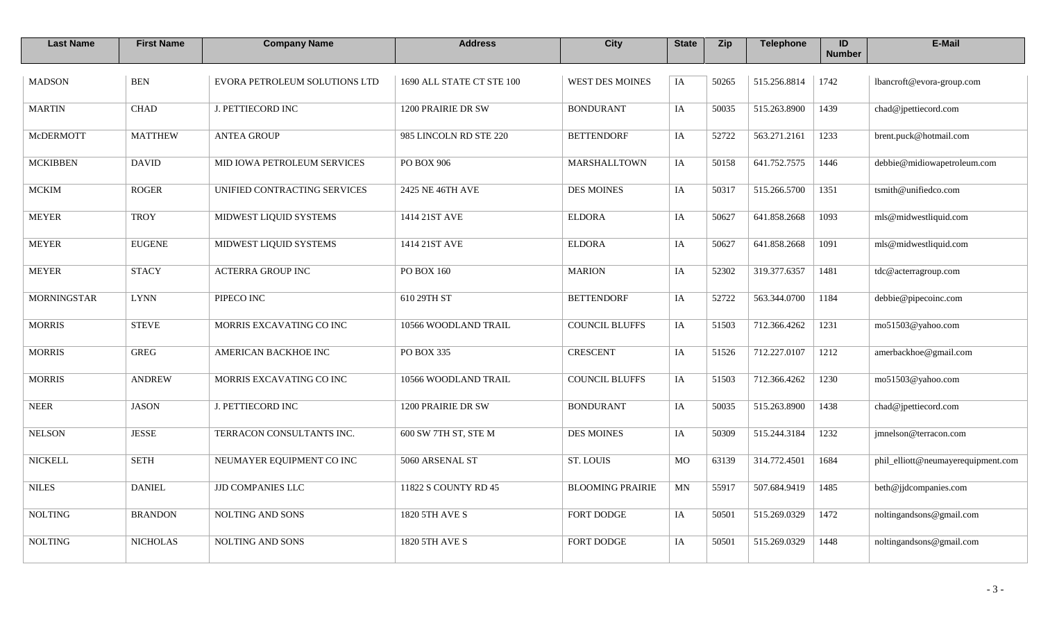| Last Name | First Name | Company Name | Address | City | State | Zip | Telephone | ID Number | E-Mail |
|---|---|---|---|---|---|---|---|---|---|
| MADSON | BEN | EVORA PETROLEUM SOLUTIONS LTD | 1690 ALL STATE CT STE 100 | WEST DES MOINES | IA | 50265 | 515.256.8814 | 1742 | lbancroft@evora-group.com |
| MARTIN | CHAD | J. PETTIECORD INC | 1200 PRAIRIE DR SW | BONDURANT | IA | 50035 | 515.263.8900 | 1439 | chad@jpettiecord.com |
| McDERMOTT | MATTHEW | ANTEA GROUP | 985 LINCOLN RD STE 220 | BETTENDORF | IA | 52722 | 563.271.2161 | 1233 | brent.puck@hotmail.com |
| MCKIBBEN | DAVID | MID IOWA PETROLEUM SERVICES | PO BOX 906 | MARSHALLTOWN | IA | 50158 | 641.752.7575 | 1446 | debbie@midiowapetroleum.com |
| MCKIM | ROGER | UNIFIED CONTRACTING SERVICES | 2425 NE 46TH AVE | DES MOINES | IA | 50317 | 515.266.5700 | 1351 | tsmith@unifiedco.com |
| MEYER | TROY | MIDWEST LIQUID SYSTEMS | 1414 21ST AVE | ELDORA | IA | 50627 | 641.858.2668 | 1093 | mls@midwestliquid.com |
| MEYER | EUGENE | MIDWEST LIQUID SYSTEMS | 1414 21ST AVE | ELDORA | IA | 50627 | 641.858.2668 | 1091 | mls@midwestliquid.com |
| MEYER | STACY | ACTERRA GROUP INC | PO BOX 160 | MARION | IA | 52302 | 319.377.6357 | 1481 | tdc@acterragroup.com |
| MORNINGSTAR | LYNN | PIPECO INC | 610 29TH ST | BETTENDORF | IA | 52722 | 563.344.0700 | 1184 | debbie@pipecoinc.com |
| MORRIS | STEVE | MORRIS EXCAVATING CO INC | 10566 WOODLAND TRAIL | COUNCIL BLUFFS | IA | 51503 | 712.366.4262 | 1231 | mo51503@yahoo.com |
| MORRIS | GREG | AMERICAN BACKHOE INC | PO BOX 335 | CRESCENT | IA | 51526 | 712.227.0107 | 1212 | amerbackhoe@gmail.com |
| MORRIS | ANDREW | MORRIS EXCAVATING CO INC | 10566 WOODLAND TRAIL | COUNCIL BLUFFS | IA | 51503 | 712.366.4262 | 1230 | mo51503@yahoo.com |
| NEER | JASON | J. PETTIECORD INC | 1200 PRAIRIE DR SW | BONDURANT | IA | 50035 | 515.263.8900 | 1438 | chad@jpettiecord.com |
| NELSON | JESSE | TERRACON CONSULTANTS INC. | 600 SW 7TH ST, STE M | DES MOINES | IA | 50309 | 515.244.3184 | 1232 | jmnelson@terracon.com |
| NICKELL | SETH | NEUMAYER EQUIPMENT CO INC | 5060 ARSENAL ST | ST. LOUIS | MO | 63139 | 314.772.4501 | 1684 | phil_elliott@neumayerequipment.com |
| NILES | DANIEL | JJD COMPANIES LLC | 11822 S COUNTY RD 45 | BLOOMING PRAIRIE | MN | 55917 | 507.684.9419 | 1485 | beth@jjdcompanies.com |
| NOLTING | BRANDON | NOLTING AND SONS | 1820 5TH AVE S | FORT DODGE | IA | 50501 | 515.269.0329 | 1472 | noltingandsons@gmail.com |
| NOLTING | NICHOLAS | NOLTING AND SONS | 1820 5TH AVE S | FORT DODGE | IA | 50501 | 515.269.0329 | 1448 | noltingandsons@gmail.com |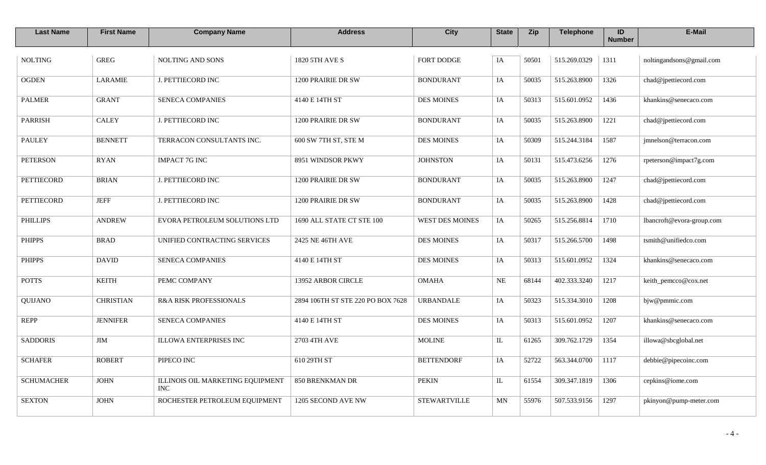| Last Name | First Name | Company Name | Address | City | State | Zip | Telephone | ID Number | E-Mail |
|---|---|---|---|---|---|---|---|---|---|
| NOLTING | GREG | NOLTING AND SONS | 1820 5TH AVE S | FORT DODGE | IA | 50501 | 515.269.0329 | 1311 | noltingandsons@gmail.com |
| OGDEN | LARAMIE | J. PETTIECORD INC | 1200 PRAIRIE DR SW | BONDURANT | IA | 50035 | 515.263.8900 | 1326 | chad@jpettiecord.com |
| PALMER | GRANT | SENECA COMPANIES | 4140 E 14TH ST | DES MOINES | IA | 50313 | 515.601.0952 | 1436 | khankins@senecaco.com |
| PARRISH | CALEY | J. PETTIECORD INC | 1200 PRAIRIE DR SW | BONDURANT | IA | 50035 | 515.263.8900 | 1221 | chad@jpettiecord.com |
| PAULEY | BENNETT | TERRACON CONSULTANTS INC. | 600 SW 7TH ST, STE M | DES MOINES | IA | 50309 | 515.244.3184 | 1587 | jmnelson@terracon.com |
| PETERSON | RYAN | IMPACT 7G INC | 8951 WINDSOR PKWY | JOHNSTON | IA | 50131 | 515.473.6256 | 1276 | rpeterson@impact7g.com |
| PETTIECORD | BRIAN | J. PETTIECORD INC | 1200 PRAIRIE DR SW | BONDURANT | IA | 50035 | 515.263.8900 | 1247 | chad@jpettiecord.com |
| PETTIECORD | JEFF | J. PETTIECORD INC | 1200 PRAIRIE DR SW | BONDURANT | IA | 50035 | 515.263.8900 | 1428 | chad@jpettiecord.com |
| PHILLIPS | ANDREW | EVORA PETROLEUM SOLUTIONS LTD | 1690 ALL STATE CT STE 100 | WEST DES MOINES | IA | 50265 | 515.256.8814 | 1710 | lbancroft@evora-group.com |
| PHIPPS | BRAD | UNIFIED CONTRACTING SERVICES | 2425 NE 46TH AVE | DES MOINES | IA | 50317 | 515.266.5700 | 1498 | tsmith@unifiedco.com |
| PHIPPS | DAVID | SENECA COMPANIES | 4140 E 14TH ST | DES MOINES | IA | 50313 | 515.601.0952 | 1324 | khankins@senecaco.com |
| POTTS | KEITH | PEMC COMPANY | 13952 ARBOR CIRCLE | OMAHA | NE | 68144 | 402.333.3240 | 1217 | keith_pemcco@cox.net |
| QUIJANO | CHRISTIAN | R&A RISK PROFESSIONALS | 2894 106TH ST STE 220 PO BOX 7628 | URBANDALE | IA | 50323 | 515.334.3010 | 1208 | bjw@pmmic.com |
| REPP | JENNIFER | SENECA COMPANIES | 4140 E 14TH ST | DES MOINES | IA | 50313 | 515.601.0952 | 1207 | khankins@senecaco.com |
| SADDORIS | JIM | ILLOWA ENTERPRISES INC | 2703 4TH AVE | MOLINE | IL | 61265 | 309.762.1729 | 1354 | illowa@sbcglobal.net |
| SCHAFER | ROBERT | PIPECO INC | 610 29TH ST | BETTENDORF | IA | 52722 | 563.344.0700 | 1117 | debbie@pipecoinc.com |
| SCHUMACHER | JOHN | ILLINOIS OIL MARKETING EQUIPMENT INC | 850 BRENKMAN DR | PEKIN | IL | 61554 | 309.347.1819 | 1306 | cepkins@iome.com |
| SEXTON | JOHN | ROCHESTER PETROLEUM EQUIPMENT | 1205 SECOND AVE NW | STEWARTVILLE | MN | 55976 | 507.533.9156 | 1297 | pkinyon@pump-meter.com |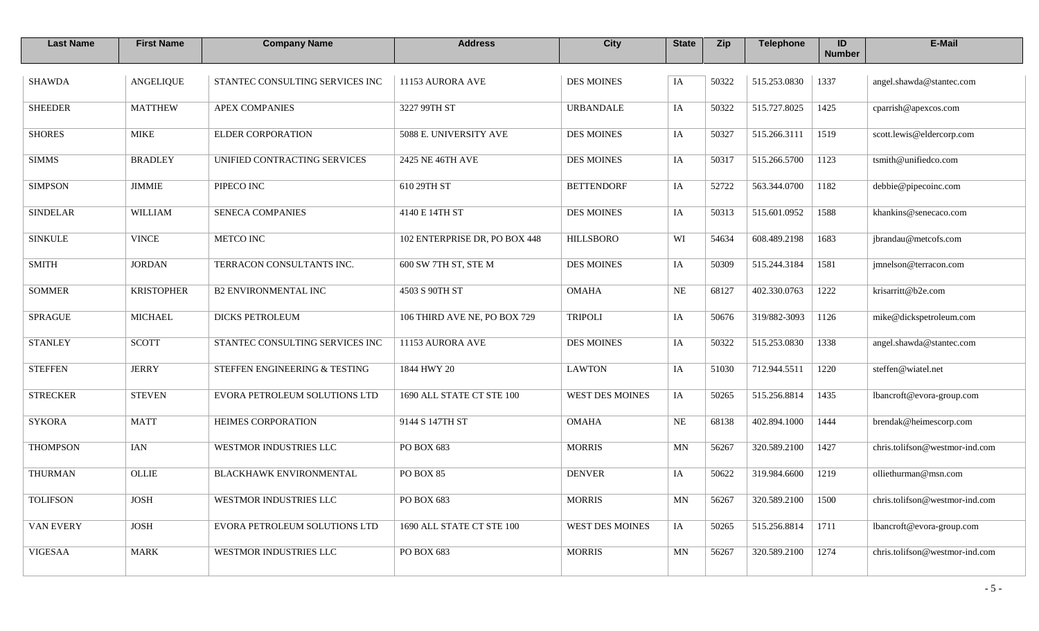| Last Name | First Name | Company Name | Address | City | State | Zip | Telephone | ID Number | E-Mail |
|---|---|---|---|---|---|---|---|---|---|
| SHAWDA | ANGELIQUE | STANTEC CONSULTING SERVICES INC | 11153 AURORA AVE | DES MOINES | IA | 50322 | 515.253.0830 | 1337 | angel.shawda@stantec.com |
| SHEEDER | MATTHEW | APEX COMPANIES | 3227 99TH ST | URBANDALE | IA | 50322 | 515.727.8025 | 1425 | cparrish@apexcos.com |
| SHORES | MIKE | ELDER CORPORATION | 5088 E. UNIVERSITY AVE | DES MOINES | IA | 50327 | 515.266.3111 | 1519 | scott.lewis@eldercorp.com |
| SIMMS | BRADLEY | UNIFIED CONTRACTING SERVICES | 2425 NE 46TH AVE | DES MOINES | IA | 50317 | 515.266.5700 | 1123 | tsmith@unifiedco.com |
| SIMPSON | JIMMIE | PIPECO INC | 610 29TH ST | BETTENDORF | IA | 52722 | 563.344.0700 | 1182 | debbie@pipecoinc.com |
| SINDELAR | WILLIAM | SENECA COMPANIES | 4140 E 14TH ST | DES MOINES | IA | 50313 | 515.601.0952 | 1588 | khankins@senecaco.com |
| SINKULE | VINCE | METCO INC | 102 ENTERPRISE DR, PO BOX 448 | HILLSBORO | WI | 54634 | 608.489.2198 | 1683 | jbrandau@metcofs.com |
| SMITH | JORDAN | TERRACON CONSULTANTS INC. | 600 SW 7TH ST, STE M | DES MOINES | IA | 50309 | 515.244.3184 | 1581 | jmnelson@terracon.com |
| SOMMER | KRISTOPHER | B2 ENVIRONMENTAL INC | 4503 S 90TH ST | OMAHA | NE | 68127 | 402.330.0763 | 1222 | krisarritt@b2e.com |
| SPRAGUE | MICHAEL | DICKS PETROLEUM | 106 THIRD AVE NE, PO BOX 729 | TRIPOLI | IA | 50676 | 319/882-3093 | 1126 | mike@dickspetroleum.com |
| STANLEY | SCOTT | STANTEC CONSULTING SERVICES INC | 11153 AURORA AVE | DES MOINES | IA | 50322 | 515.253.0830 | 1338 | angel.shawda@stantec.com |
| STEFFEN | JERRY | STEFFEN ENGINEERING & TESTING | 1844 HWY 20 | LAWTON | IA | 51030 | 712.944.5511 | 1220 | steffen@wiatel.net |
| STRECKER | STEVEN | EVORA PETROLEUM SOLUTIONS LTD | 1690 ALL STATE CT STE 100 | WEST DES MOINES | IA | 50265 | 515.256.8814 | 1435 | lbancroft@evora-group.com |
| SYKORA | MATT | HEIMES CORPORATION | 9144 S 147TH ST | OMAHA | NE | 68138 | 402.894.1000 | 1444 | brendak@heimescorp.com |
| THOMPSON | IAN | WESTMOR INDUSTRIES LLC | PO BOX 683 | MORRIS | MN | 56267 | 320.589.2100 | 1427 | chris.tolifson@westmor-ind.com |
| THURMAN | OLLIE | BLACKHAWK ENVIRONMENTAL | PO BOX 85 | DENVER | IA | 50622 | 319.984.6600 | 1219 | olliethurman@msn.com |
| TOLIFSON | JOSH | WESTMOR INDUSTRIES LLC | PO BOX 683 | MORRIS | MN | 56267 | 320.589.2100 | 1500 | chris.tolifson@westmor-ind.com |
| VAN EVERY | JOSH | EVORA PETROLEUM SOLUTIONS LTD | 1690 ALL STATE CT STE 100 | WEST DES MOINES | IA | 50265 | 515.256.8814 | 1711 | lbancroft@evora-group.com |
| VIGESAA | MARK | WESTMOR INDUSTRIES LLC | PO BOX 683 | MORRIS | MN | 56267 | 320.589.2100 | 1274 | chris.tolifson@westmor-ind.com |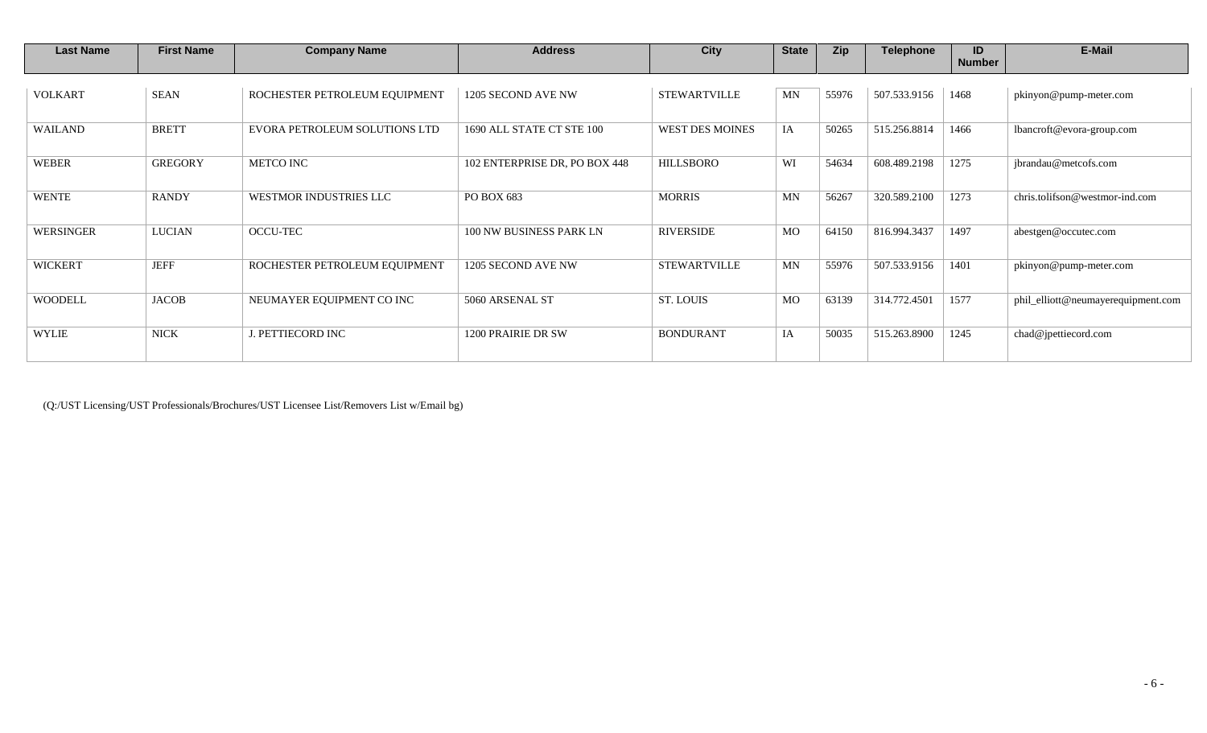| Last Name | First Name | Company Name | Address | City | State | Zip | Telephone | ID Number | E-Mail |
|---|---|---|---|---|---|---|---|---|---|
| VOLKART | SEAN | ROCHESTER PETROLEUM EQUIPMENT | 1205 SECOND AVE NW | STEWARTVILLE | MN | 55976 | 507.533.9156 | 1468 | pkinyon@pump-meter.com |
| WAILAND | BRETT | EVORA PETROLEUM SOLUTIONS LTD | 1690 ALL STATE CT STE 100 | WEST DES MOINES | IA | 50265 | 515.256.8814 | 1466 | lbancroft@evora-group.com |
| WEBER | GREGORY | METCO INC | 102 ENTERPRISE DR, PO BOX 448 | HILLSBORO | WI | 54634 | 608.489.2198 | 1275 | jbrandau@metcofs.com |
| WENTE | RANDY | WESTMOR INDUSTRIES LLC | PO BOX 683 | MORRIS | MN | 56267 | 320.589.2100 | 1273 | chris.tolifson@westmor-ind.com |
| WERSINGER | LUCIAN | OCCU-TEC | 100 NW BUSINESS PARK LN | RIVERSIDE | MO | 64150 | 816.994.3437 | 1497 | abestgen@occutec.com |
| WICKERT | JEFF | ROCHESTER PETROLEUM EQUIPMENT | 1205 SECOND AVE NW | STEWARTVILLE | MN | 55976 | 507.533.9156 | 1401 | pkinyon@pump-meter.com |
| WOODELL | JACOB | NEUMAYER EQUIPMENT CO INC | 5060 ARSENAL ST | ST. LOUIS | MO | 63139 | 314.772.4501 | 1577 | phil_elliott@neumayerequipment.com |
| WYLIE | NICK | J. PETTIECORD INC | 1200 PRAIRIE DR SW | BONDURANT | IA | 50035 | 515.263.8900 | 1245 | chad@jpettiecord.com |

(Q:/UST Licensing/UST Professionals/Brochures/UST Licensee List/Removers List w/Email bg)